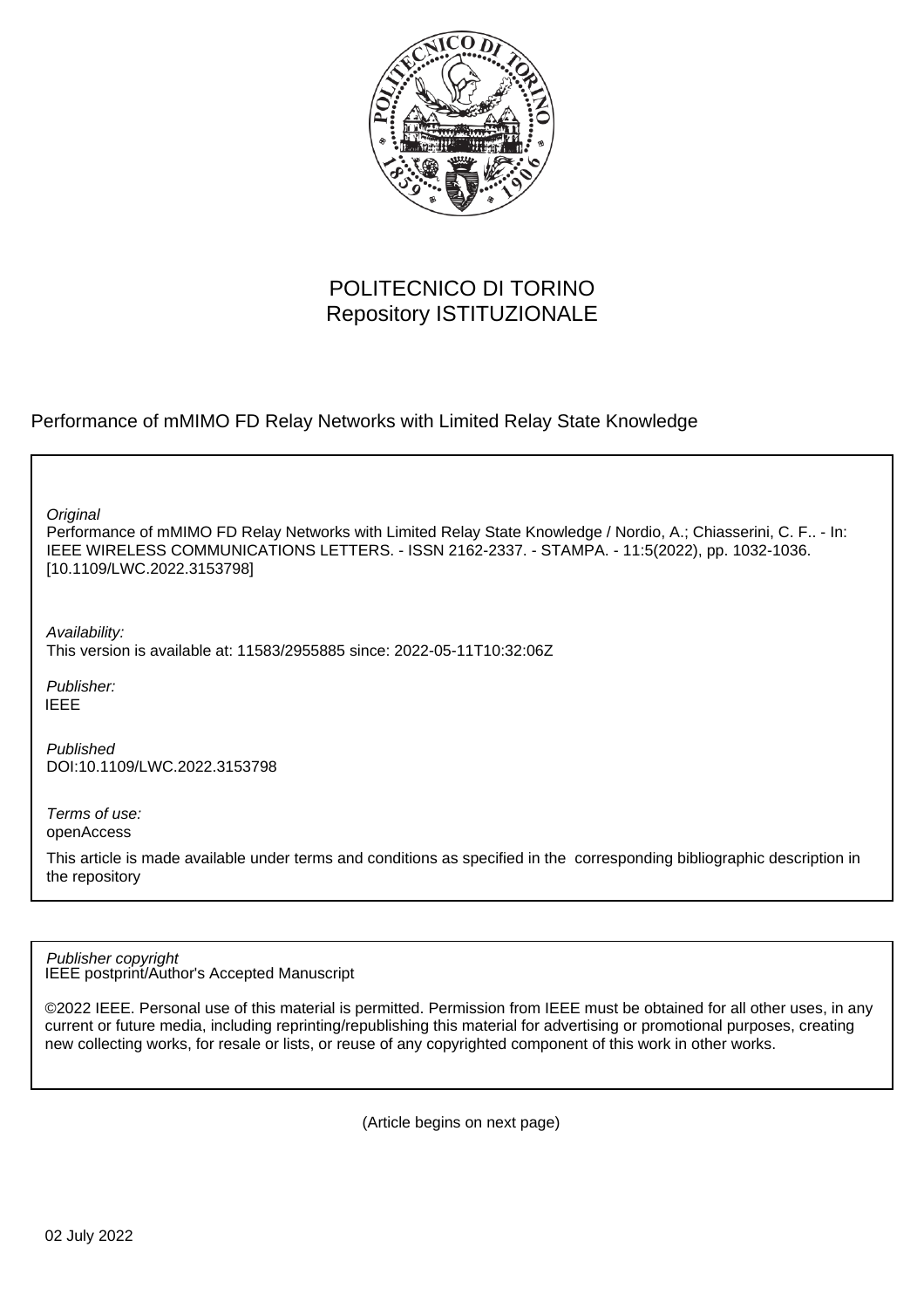POLITECNICO DI TORINO
Repository ISTITUZIONALE

Performance of mMIMO FD Relay Networks with Limited Relay State Knowledge

*Original*
Performance of mMIMO FD Relay Networks with Limited Relay State Knowledge / Nordio, A.; Chiasserini, C. F.. - In: IEEE WIRELESS COMMUNICATIONS LETTERS. - ISSN 2162-2337. - STAMPA. - 11:5(2022), pp. 1032-1036. [10.1109/LWC.2022.3153798]

*Availability:*
This version is available at: 11583/2955885 since: 2022-05-11T10:32:06Z

*Publisher:*
IEEE

*Published*
DOI:10.1109/LWC.2022.3153798

*Terms of use:*
openAccess

This article is made available under terms and conditions as specified in the corresponding bibliographic description in the repository

*Publisher copyright*
IEEE postprint/Author's Accepted Manuscript

©2022 IEEE. Personal use of this material is permitted. Permission from IEEE must be obtained for all other uses, in any current or future media, including reprinting/republishing this material for advertising or promotional purposes, creating new collecting works, for resale or lists, or reuse of any copyrighted component of this work in other works.

(Article begins on next page)

02 July 2022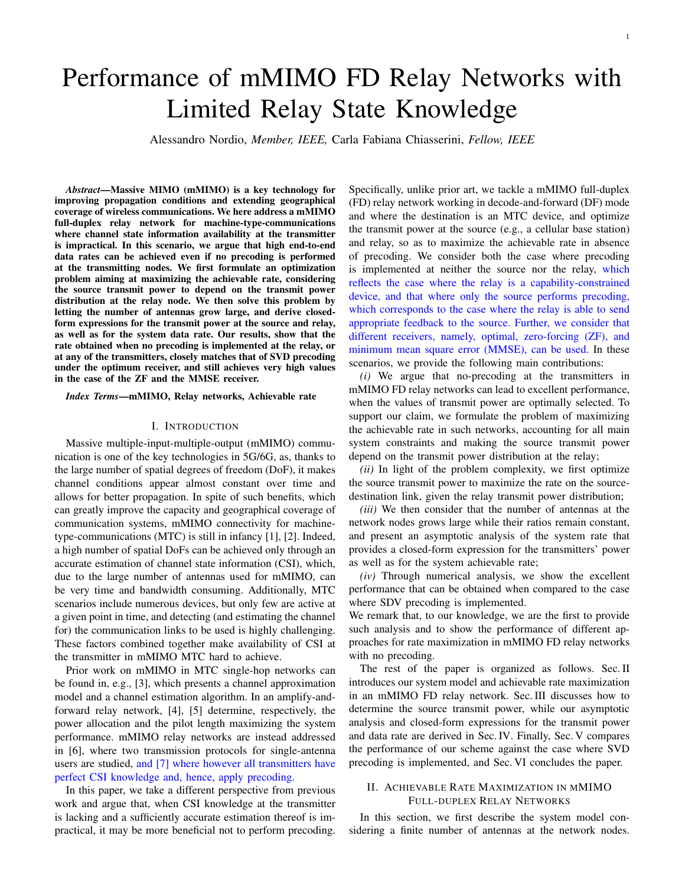# Performance of mMIMO FD Relay Networks with Limited Relay State Knowledge

Alessandro Nordio, *Member, IEEE,* Carla Fabiana Chiasserini, *Fellow, IEEE*

***Abstract*—Massive MIMO (mMIMO) is a key technology for improving propagation conditions and extending geographical coverage of wireless communications. We here address a mMIMO full-duplex relay network for machine-type-communications where channel state information availability at the transmitter is impractical. In this scenario, we argue that high end-to-end data rates can be achieved even if no precoding is performed at the transmitting nodes. We first formulate an optimization problem aiming at maximizing the achievable rate, considering the source transmit power to depend on the transmit power distribution at the relay node. We then solve this problem by letting the number of antennas grow large, and derive closed-form expressions for the transmit power at the source and relay, as well as for the system data rate. Our results, show that the rate obtained when no precoding is implemented at the relay, or at any of the transmitters, closely matches that of SVD precoding under the optimum receiver, and still achieves very high values in the case of the ZF and the MMSE receiver.**

***Index Terms*—mMIMO, Relay networks, Achievable rate**

## I. Introduction

Massive multiple-input-multiple-output (mMIMO) communication is one of the key technologies in 5G/6G, as, thanks to the large number of spatial degrees of freedom (DoF), it makes channel conditions appear almost constant over time and allows for better propagation. In spite of such benefits, which can greatly improve the capacity and geographical coverage of communication systems, mMIMO connectivity for machine-type-communications (MTC) is still in infancy [1], [2]. Indeed, a high number of spatial DoFs can be achieved only through an accurate estimation of channel state information (CSI), which, due to the large number of antennas used for mMIMO, can be very time and bandwidth consuming. Additionally, MTC scenarios include numerous devices, but only few are active at a given point in time, and detecting (and estimating the channel for) the communication links to be used is highly challenging. These factors combined together make availability of CSI at the transmitter in mMIMO MTC hard to achieve.

Prior work on mMIMO in MTC single-hop networks can be found in, e.g., [3], which presents a channel approximation model and a channel estimation algorithm. In an amplify-and-forward relay network, [4], [5] determine, respectively, the power allocation and the pilot length maximizing the system performance. mMIMO relay networks are instead addressed in [6], where two transmission protocols for single-antenna users are studied, and [7] where however all transmitters have perfect CSI knowledge and, hence, apply precoding.

In this paper, we take a different perspective from previous work and argue that, when CSI knowledge at the transmitter is lacking and a sufficiently accurate estimation thereof is impractical, it may be more beneficial not to perform precoding. Specifically, unlike prior art, we tackle a mMIMO full-duplex (FD) relay network working in decode-and-forward (DF) mode and where the destination is an MTC device, and optimize the transmit power at the source (e.g., a cellular base station) and relay, so as to maximize the achievable rate in absence of precoding. We consider both the case where precoding is implemented at neither the source nor the relay, which reflects the case where the relay is a capability-constrained device, and that where only the source performs precoding, which corresponds to the case where the relay is able to send appropriate feedback to the source. Further, we consider that different receivers, namely, optimal, zero-forcing (ZF), and minimum mean square error (MMSE), can be used. In these scenarios, we provide the following main contributions:

*(i)* We argue that no-precoding at the transmitters in mMIMO FD relay networks can lead to excellent performance, when the values of transmit power are optimally selected. To support our claim, we formulate the problem of maximizing the achievable rate in such networks, accounting for all main system constraints and making the source transmit power depend on the transmit power distribution at the relay;

*(ii)* In light of the problem complexity, we first optimize the source transmit power to maximize the rate on the source-destination link, given the relay transmit power distribution;

*(iii)* We then consider that the number of antennas at the network nodes grows large while their ratios remain constant, and present an asymptotic analysis of the system rate that provides a closed-form expression for the transmitters' power as well as for the system achievable rate;

*(iv)* Through numerical analysis, we show the excellent performance that can be obtained when compared to the case where SDV precoding is implemented.

We remark that, to our knowledge, we are the first to provide such analysis and to show the performance of different approaches for rate maximization in mMIMO FD relay networks with no precoding.

The rest of the paper is organized as follows. Sec. II introduces our system model and achievable rate maximization in an mMIMO FD relay network. Sec. III discusses how to determine the source transmit power, while our asymptotic analysis and closed-form expressions for the transmit power and data rate are derived in Sec. IV. Finally, Sec. V compares the performance of our scheme against the case where SVD precoding is implemented, and Sec. VI concludes the paper.

## II. Achievable Rate Maximization in mMIMO Full-duplex Relay Networks

In this section, we first describe the system model considering a finite number of antennas at the network nodes.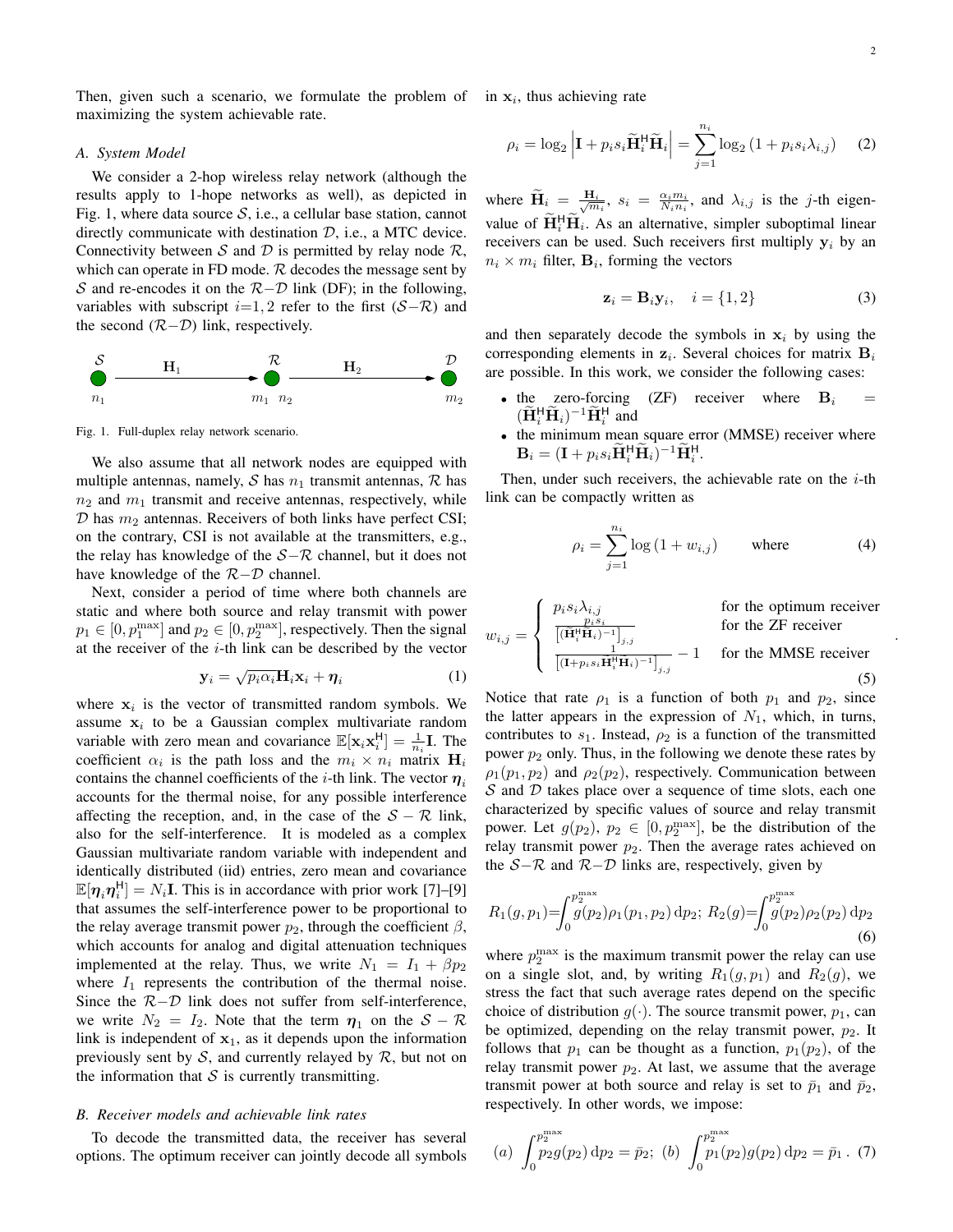Then, given such a scenario, we formulate the problem of maximizing the system achievable rate.

### A. System Model

We consider a 2-hop wireless relay network (although the results apply to 1-hope networks as well), as depicted in Fig. 1, where data source $\mathcal{S}$, i.e., a cellular base station, cannot directly communicate with destination $\mathcal{D}$, i.e., a MTC device. Connectivity between $\mathcal{S}$ and $\mathcal{D}$ is permitted by relay node $\mathcal{R}$, which can operate in FD mode. $\mathcal{R}$ decodes the message sent by $\mathcal{S}$ and re-encodes it on the $\mathcal{R}-\mathcal{D}$ link (DF); in the following, variables with subscript $i$=1, 2 refer to the first ($\mathcal{S}-\mathcal{R}$) and the second ($\mathcal{R}-\mathcal{D}$) link, respectively.

Fig. 1. Full-duplex relay network scenario.

We also assume that all network nodes are equipped with multiple antennas, namely, $\mathcal{S}$ has $n_1$ transmit antennas, $\mathcal{R}$ has $n_2$ and $m_1$ transmit and receive antennas, respectively, while $\mathcal{D}$ has $m_2$ antennas. Receivers of both links have perfect CSI; on the contrary, CSI is not available at the transmitters, e.g., the relay has knowledge of the $\mathcal{S}-\mathcal{R}$ channel, but it does not have knowledge of the $\mathcal{R}-\mathcal{D}$ channel.

Next, consider a period of time where both channels are static and where both source and relay transmit with power $p_1 \in [0, p_1^{\max}]$ and $p_2 \in [0, p_2^{\max}]$, respectively. Then the signal at the receiver of the $i$-th link can be described by the vector

$$\mathbf{y}_i = \sqrt{p_i \alpha_i} \mathbf{H}_i \mathbf{x}_i + \boldsymbol{\eta}_i \tag{1}$$

where $\mathbf{x}_i$ is the vector of transmitted random symbols. We assume $\mathbf{x}_i$ to be a Gaussian complex multivariate random variable with zero mean and covariance $\mathbb{E}[\mathbf{x}_i \mathbf{x}_i^{\mathsf{H}}] = \frac{1}{n_i}\mathbf{I}$. The coefficient $\alpha_i$ is the path loss and the $m_i \times n_i$ matrix $\mathbf{H}_i$ contains the channel coefficients of the $i$-th link. The vector $\boldsymbol{\eta}_i$ accounts for the thermal noise, for any possible interference affecting the reception, and, in the case of the $\mathcal{S}-\mathcal{R}$ link, also for the self-interference. It is modeled as a complex Gaussian multivariate random variable with independent and identically distributed (iid) entries, zero mean and covariance $\mathbb{E}[\boldsymbol{\eta}_i \boldsymbol{\eta}_i^{\mathsf{H}}] = N_i \mathbf{I}$. This is in accordance with prior work [7]–[9] that assumes the self-interference power to be proportional to the relay average transmit power $p_2$, through the coefficient $\beta$, which accounts for analog and digital attenuation techniques implemented at the relay. Thus, we write $N_1 = I_1 + \beta p_2$ where $I_1$ represents the contribution of the thermal noise. Since the $\mathcal{R}-\mathcal{D}$ link does not suffer from self-interference, we write $N_2 = I_2$. Note that the term $\boldsymbol{\eta}_1$ on the $\mathcal{S}-\mathcal{R}$ link is independent of $\mathbf{x}_1$, as it depends upon the information previously sent by $\mathcal{S}$, and currently relayed by $\mathcal{R}$, but not on the information that $\mathcal{S}$ is currently transmitting.

### B. Receiver models and achievable link rates

To decode the transmitted data, the receiver has several options. The optimum receiver can jointly decode all symbols in $\mathbf{x}_i$, thus achieving rate

$$\rho_i = \log_2 \left| \mathbf{I} + p_i s_i \widetilde{\mathbf{H}}_i^{\mathsf{H}} \widetilde{\mathbf{H}}_i \right| = \sum_{j=1}^{n_i} \log_2 (1 + p_i s_i \lambda_{i,j}) \tag{2}$$

where $\widetilde{\mathbf{H}}_i = \frac{\mathbf{H}_i}{\sqrt{m_i}}$, $s_i = \frac{\alpha_i m_i}{N_i n_i}$, and $\lambda_{i,j}$ is the $j$-th eigenvalue of $\widetilde{\mathbf{H}}_i^{\mathsf{H}} \widetilde{\mathbf{H}}_i$. As an alternative, simpler suboptimal linear receivers can be used. Such receivers first multiply $\mathbf{y}_i$ by an $n_i \times m_i$ filter, $\mathbf{B}_i$, forming the vectors

$$\mathbf{z}_i = \mathbf{B}_i \mathbf{y}_i, \quad i = \{1, 2\} \tag{3}$$

and then separately decode the symbols in $\mathbf{x}_i$ by using the corresponding elements in $\mathbf{z}_i$. Several choices for matrix $\mathbf{B}_i$ are possible. In this work, we consider the following cases:

- the zero-forcing (ZF) receiver where $\mathbf{B}_i = (\widetilde{\mathbf{H}}_i^{\mathsf{H}} \widetilde{\mathbf{H}}_i)^{-1} \widetilde{\mathbf{H}}_i^{\mathsf{H}}$ and
- the minimum mean square error (MMSE) receiver where $\mathbf{B}_i = (\mathbf{I} + p_i s_i \widetilde{\mathbf{H}}_i^{\mathsf{H}} \widetilde{\mathbf{H}}_i)^{-1} \widetilde{\mathbf{H}}_i^{\mathsf{H}}$.

Then, under such receivers, the achievable rate on the $i$-th link can be compactly written as

$$\rho_i = \sum_{j=1}^{n_i} \log(1 + w_{i,j}) \qquad \text{where} \tag{4}$$

$$w_{i,j} = \begin{cases} p_i s_i \lambda_{i,j} & \text{for the optimum receiver} \\ \frac{p_i s_i}{\left[(\widetilde{\mathbf{H}}_i^{\mathsf{H}} \widetilde{\mathbf{H}}_i)^{-1}\right]_{j,j}} & \text{for the ZF receiver} \\ \frac{1}{\left[(\mathbf{I} + p_i s_i \widetilde{\mathbf{H}}_i^{\mathsf{H}} \widetilde{\mathbf{H}}_i)^{-1}\right]_{j,j}} - 1 & \text{for the MMSE receiver} \end{cases} . \tag{5}$$

Notice that rate $\rho_1$ is a function of both $p_1$ and $p_2$, since the latter appears in the expression of $N_1$, which, in turns, contributes to $s_1$. Instead, $\rho_2$ is a function of the transmitted power $p_2$ only. Thus, in the following we denote these rates by $\rho_1(p_1, p_2)$ and $\rho_2(p_2)$, respectively. Communication between $\mathcal{S}$ and $\mathcal{D}$ takes place over a sequence of time slots, each one characterized by specific values of source and relay transmit power. Let $g(p_2)$, $p_2 \in [0, p_2^{\max}]$, be the distribution of the relay transmit power $p_2$. Then the average rates achieved on the $\mathcal{S}-\mathcal{R}$ and $\mathcal{R}-\mathcal{D}$ links are, respectively, given by

$$R_1(g, p_1) = \int_0^{p_2^{\max}} g(p_2) \rho_1(p_1, p_2) \, \mathrm{d}p_2; \; R_2(g) = \int_0^{p_2^{\max}} g(p_2) \rho_2(p_2) \, \mathrm{d}p_2 \tag{6}$$

where $p_2^{\max}$ is the maximum transmit power the relay can use on a single slot, and, by writing $R_1(g, p_1)$ and $R_2(g)$, we stress the fact that such average rates depend on the specific choice of distribution $g(\cdot)$. The source transmit power, $p_1$, can be optimized, depending on the relay transmit power, $p_2$. It follows that $p_1$ can be thought as a function, $p_1(p_2)$, of the relay transmit power $p_2$. At last, we assume that the average transmit power at both source and relay is set to $\bar{p}_1$ and $\bar{p}_2$, respectively. In other words, we impose:

$$(a) \; \int_0^{p_2^{\max}} p_2 g(p_2) \, \mathrm{d}p_2 = \bar{p}_2; \;\; (b) \; \int_0^{p_2^{\max}} p_1(p_2) g(p_2) \, \mathrm{d}p_2 = \bar{p}_1 . \tag{7}$$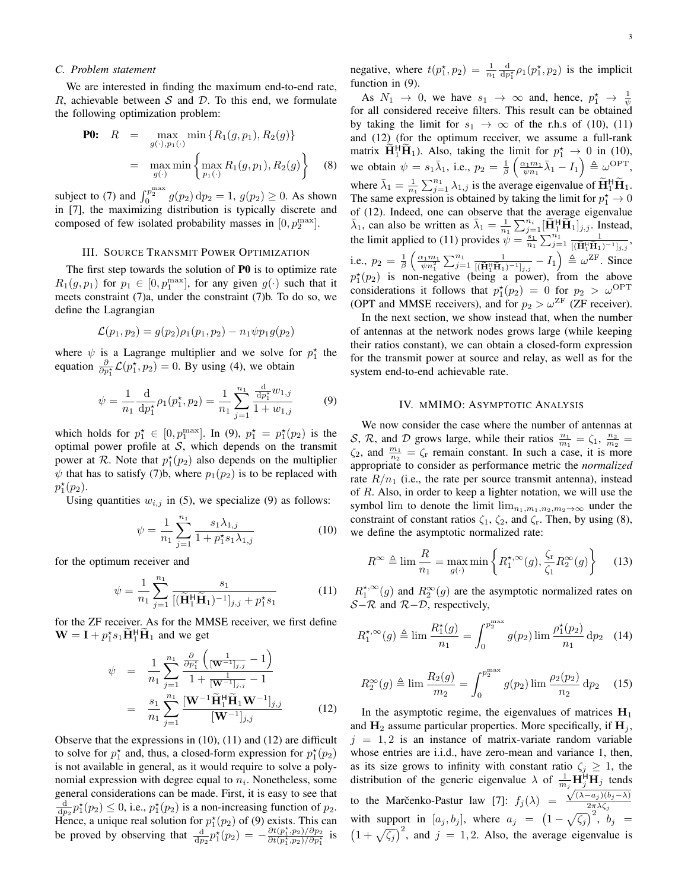### C. Problem statement

We are interested in finding the maximum end-to-end rate, $R$, achievable between $\mathcal{S}$ and $\mathcal{D}$. To this end, we formulate the following optimization problem:

$$
\begin{aligned}
\textbf{P0:} \quad R &= \max_{g(\cdot),p_1(\cdot)} \min\{R_1(g,p_1), R_2(g)\} \\
&= \max_{g(\cdot)} \min\left\{\max_{p_1(\cdot)} R_1(g,p_1), R_2(g)\right\} \quad (8)
\end{aligned}
$$

subject to (7) and $\int_0^{p_2^{\max}} g(p_2)\,\mathrm{d}p_2 = 1$, $g(p_2) \geq 0$. As shown in [7], the maximizing distribution is typically discrete and composed of few isolated probability masses in $[0, p_2^{\max}]$.

## III. Source Transmit Power Optimization

The first step towards the solution of **P0** is to optimize rate $R_1(g,p_1)$ for $p_1 \in [0, p_1^{\max}]$, for any given $g(\cdot)$ such that it meets constraint (7)a, under the constraint (7)b. To do so, we define the Lagrangian

$$
\mathcal{L}(p_1,p_2) = g(p_2)\rho_1(p_1,p_2) - n_1\psi p_1 g(p_2)
$$

where $\psi$ is a Lagrange multiplier and we solve for $p_1^\star$ the equation $\frac{\partial}{\partial p_1^\star}\mathcal{L}(p_1^\star, p_2) = 0$. By using (4), we obtain

$$
\psi = \frac{1}{n_1}\frac{\mathrm{d}}{\mathrm{d}p_1^\star}\rho_1(p_1^\star,p_2) = \frac{1}{n_1}\sum_{j=1}^{n_1}\frac{\frac{\mathrm{d}}{\mathrm{d}p_1^\star}w_{1,j}}{1+w_{1,j}} \quad (9)
$$

which holds for $p_1^\star \in [0, p_1^{\max}]$. In (9), $p_1^\star = p_1^\star(p_2)$ is the optimal power profile at $\mathcal{S}$, which depends on the transmit power at $\mathcal{R}$. Note that $p_1^\star(p_2)$ also depends on the multiplier $\psi$ that has to satisfy (7)b, where $p_1(p_2)$ is to be replaced with $p_1^\star(p_2)$.

Using quantities $w_{i,j}$ in (5), we specialize (9) as follows:

$$
\psi = \frac{1}{n_1}\sum_{j=1}^{n_1}\frac{s_1\lambda_{1,j}}{1+p_1^\star s_1\lambda_{1,j}} \quad (10)
$$

for the optimum receiver and

$$
\psi = \frac{1}{n_1}\sum_{j=1}^{n_1}\frac{s_1}{[(\widetilde{\mathbf{H}}_1^{\mathsf{H}}\widetilde{\mathbf{H}}_1)^{-1}]_{j,j} + p_1^\star s_1} \quad (11)
$$

for the ZF receiver. As for the MMSE receiver, we first define $\mathbf{W} = \mathbf{I} + p_1^\star s_1 \widetilde{\mathbf{H}}_1^{\mathsf{H}}\widetilde{\mathbf{H}}_1$ and we get

$$
\begin{aligned}
\psi &= \frac{1}{n_1}\sum_{j=1}^{n_1}\frac{\frac{\partial}{\partial p_1^\star}\left(\frac{1}{[\mathbf{W}^{-1}]_{j,j}} - 1\right)}{1 + \frac{1}{[\mathbf{W}^{-1}]_{j,j}} - 1} \\
&= \frac{s_1}{n_1}\sum_{j=1}^{n_1}\frac{[\mathbf{W}^{-1}\widetilde{\mathbf{H}}_1^{\mathsf{H}}\widetilde{\mathbf{H}}_1\mathbf{W}^{-1}]_{j,j}}{[\mathbf{W}^{-1}]_{j,j}} \quad (12)
\end{aligned}
$$

Observe that the expressions in (10), (11) and (12) are difficult to solve for $p_1^\star$ and, thus, a closed-form expression for $p_1^\star(p_2)$ is not available in general, as it would require to solve a polynomial expression with degree equal to $n_i$. Nonetheless, some general considerations can be made. First, it is easy to see that $\frac{\mathrm{d}}{\mathrm{d}p_2}p_1^\star(p_2) \leq 0$, i.e., $p_1^\star(p_2)$ is a non-increasing function of $p_2$. Hence, a unique real solution for $p_1^\star(p_2)$ of (9) exists. This can be proved by observing that $\frac{\mathrm{d}}{\mathrm{d}p_2}p_1^\star(p_2) = -\frac{\partial t(p_1^\star,p_2)/\partial p_2}{\partial t(p_1^\star,p_2)/\partial p_1^\star}$ is negative, where $t(p_1^\star,p_2) = \frac{1}{n_1}\frac{\mathrm{d}}{\mathrm{d}p_1^\star}\rho_1(p_1^\star,p_2)$ is the implicit function in (9).

As $N_1 \to 0$, we have $s_1 \to \infty$ and, hence, $p_1^\star \to \frac{1}{\psi}$ for all considered receive filters. This result can be obtained by taking the limit for $s_1 \to \infty$ of the r.h.s of (10), (11) and (12) (for the optimum receiver, we assume a full-rank matrix $\widetilde{\mathbf{H}}_1^{\mathsf{H}}\widetilde{\mathbf{H}}_1$). Also, taking the limit for $p_1^\star \to 0$ in (10), we obtain $\psi = s_1\bar{\lambda}_1$, i.e., $p_2 = \frac{1}{\beta}\left(\frac{\alpha_1 m_1}{\psi n_1}\bar{\lambda}_1 - I_1\right) \triangleq \omega^{\mathrm{OPT}}$, where $\bar{\lambda}_1 = \frac{1}{n_1}\sum_{j=1}^{n_1}\lambda_{1,j}$ is the average eigenvalue of $\widetilde{\mathbf{H}}_1^{\mathsf{H}}\widetilde{\mathbf{H}}_1$. The same expression is obtained by taking the limit for $p_1^\star \to 0$ of (12). Indeed, one can observe that the average eigenvalue $\bar{\lambda}_1$, can also be written as $\bar{\lambda}_1 = \frac{1}{n_1}\sum_{j=1}^{n_i}[\widetilde{\mathbf{H}}_1^{\mathsf{H}}\widetilde{\mathbf{H}}_1]_{j,j}$. Instead, the limit applied to (11) provides $\psi = \frac{s_1}{n_1}\sum_{j=1}^{n_1}\frac{1}{[(\widetilde{\mathbf{H}}_1^{\mathsf{H}}\widetilde{\mathbf{H}}_1)^{-1}]_{j,j}}$, i.e., $p_2 = \frac{1}{\beta}\left(\frac{\alpha_1 m_1}{\psi n_1^2}\sum_{j=1}^{n_1}\frac{1}{[(\widetilde{\mathbf{H}}_1^{\mathsf{H}}\widetilde{\mathbf{H}}_1)^{-1}]_{j,j}} - I_1\right) \triangleq \omega^{\mathrm{ZF}}$. Since $p_1^\star(p_2)$ is non-negative (being a power), from the above considerations it follows that $p_1^\star(p_2) = 0$ for $p_2 > \omega^{\mathrm{OPT}}$ (OPT and MMSE receivers), and for $p_2 > \omega^{\mathrm{ZF}}$ (ZF receiver).

In the next section, we show instead that, when the number of antennas at the network nodes grows large (while keeping their ratios constant), we can obtain a closed-form expression for the transmit power at source and relay, as well as for the system end-to-end achievable rate.

## IV. mMIMO: Asymptotic Analysis

We now consider the case where the number of antennas at $\mathcal{S}$, $\mathcal{R}$, and $\mathcal{D}$ grows large, while their ratios $\frac{n_1}{m_1} = \zeta_1$, $\frac{n_2}{m_2} = \zeta_2$, and $\frac{m_1}{n_2} = \zeta_{\mathrm{r}}$ remain constant. In such a case, it is more appropriate to consider as performance metric the *normalized* rate $R/n_1$ (i.e., the rate per source transmit antenna), instead of $R$. Also, in order to keep a lighter notation, we will use the symbol $\lim$ to denote the limit $\lim_{n_1,m_1,n_2,m_2\to\infty}$ under the constraint of constant ratios $\zeta_1$, $\zeta_2$, and $\zeta_{\mathrm{r}}$. Then, by using (8), we define the asymptotic normalized rate:

$$
R^{\infty} \triangleq \lim \frac{R}{n_1} = \max_{g(\cdot)} \min\left\{R_1^{\star,\infty}(g), \frac{\zeta_{\mathrm{r}}}{\zeta_1}R_2^{\infty}(g)\right\} \quad (13)
$$

$R_1^{\star,\infty}(g)$ and $R_2^{\infty}(g)$ are the asymptotic normalized rates on $\mathcal{S}-\mathcal{R}$ and $\mathcal{R}-\mathcal{D}$, respectively,

$$
R_1^{\star,\infty}(g) \triangleq \lim \frac{R_1^\star(g)}{n_1} = \int_0^{p_2^{\max}} g(p_2)\lim\frac{\rho_1^\star(p_2)}{n_1}\,\mathrm{d}p_2 \quad (14)
$$

$$
R_2^{\infty}(g) \triangleq \lim \frac{R_2(g)}{m_2} = \int_0^{p_2^{\max}} g(p_2)\lim\frac{\rho_2(p_2)}{n_2}\,\mathrm{d}p_2 \quad (15)
$$

In the asymptotic regime, the eigenvalues of matrices $\mathbf{H}_1$ and $\mathbf{H}_2$ assume particular properties. More specifically, if $\mathbf{H}_j$, $j = 1,2$ is an instance of matrix-variate random variable whose entries are i.i.d., have zero-mean and variance 1, then, as its size grows to infinity with constant ratio $\zeta_j \geq 1$, the distribution of the generic eigenvalue $\lambda$ of $\frac{1}{m_j}\mathbf{H}_j^{\mathsf{H}}\mathbf{H}_j$ tends to the Marčenko-Pastur law [7]: $f_j(\lambda) = \frac{\sqrt{(\lambda-a_j)(b_j-\lambda)}}{2\pi\lambda\zeta_j}$ with support in $[a_j, b_j]$, where $a_j = \left(1-\sqrt{\zeta_j}\right)^2$, $b_j = \left(1+\sqrt{\zeta_j}\right)^2$, and $j = 1,2$. Also, the average eigenvalue is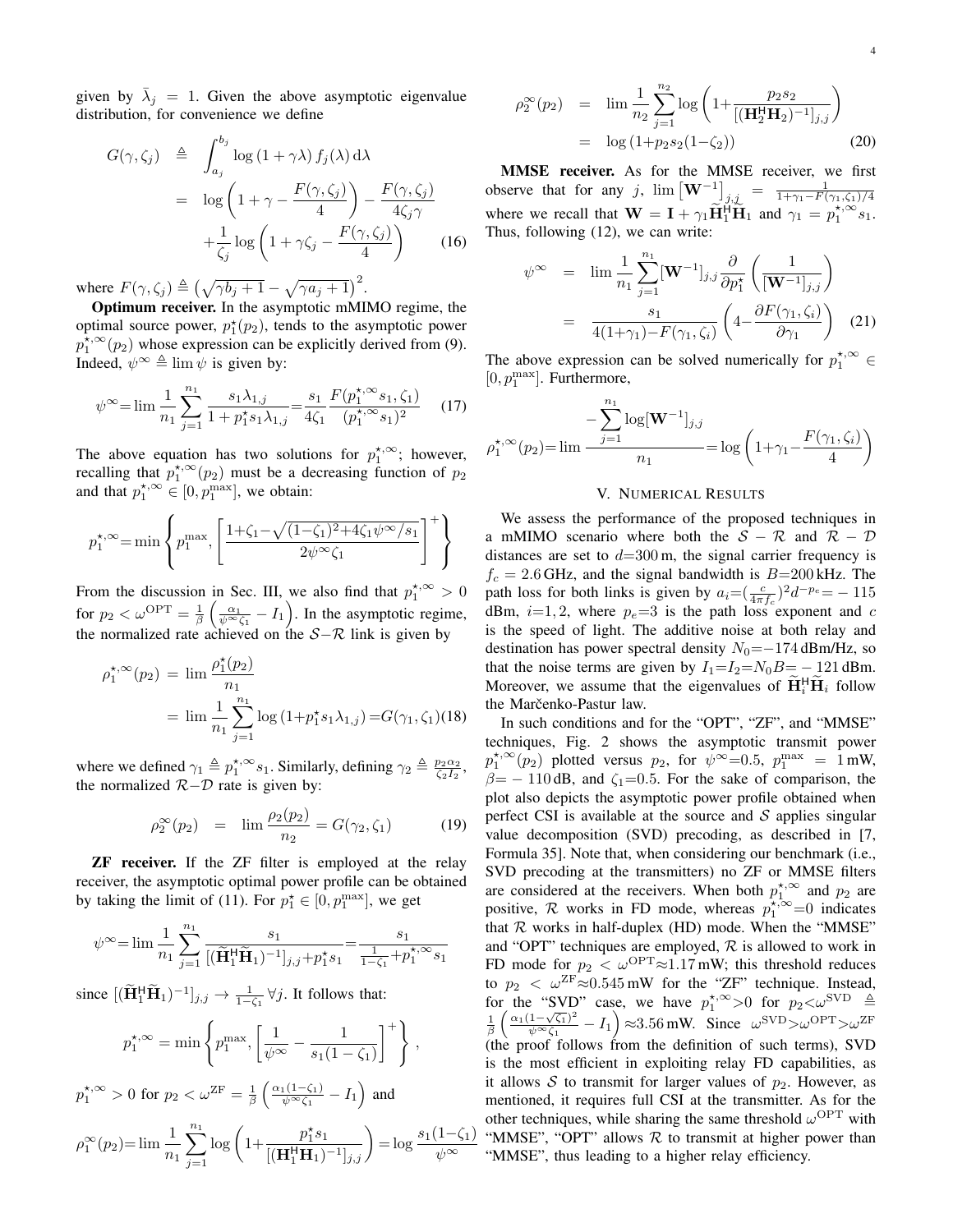given by $\bar{\lambda}_j = 1$. Given the above asymptotic eigenvalue distribution, for convenience we define

$$
\begin{aligned}
G(\gamma, \zeta_j) &\triangleq \int_{a_j}^{b_j} \log(1+\gamma\lambda) f_j(\lambda)\,\mathrm{d}\lambda \\
&= \log\left(1+\gamma - \frac{F(\gamma,\zeta_j)}{4}\right) - \frac{F(\gamma,\zeta_j)}{4\zeta_j\gamma} \\
&\quad + \frac{1}{\zeta_j}\log\left(1+\gamma\zeta_j - \frac{F(\gamma,\zeta_j)}{4}\right) \qquad (16)
\end{aligned}
$$

where $F(\gamma, \zeta_j) \triangleq \left(\sqrt{\gamma b_j + 1} - \sqrt{\gamma a_j + 1}\right)^2$.

**Optimum receiver.** In the asymptotic mMIMO regime, the optimal source power, $p_1^\star(p_2)$, tends to the asymptotic power $p_1^{\star,\infty}(p_2)$ whose expression can be explicitly derived from (9). Indeed, $\psi^\infty \triangleq \lim \psi$ is given by:

$$
\psi^\infty = \lim \frac{1}{n_1}\sum_{j=1}^{n_1} \frac{s_1\lambda_{1,j}}{1+p_1^\star s_1 \lambda_{1,j}} = \frac{s_1}{4\zeta_1}\frac{F(p_1^{\star,\infty}s_1, \zeta_1)}{(p_1^{\star,\infty}s_1)^2} \qquad (17)
$$

The above equation has two solutions for $p_1^{\star,\infty}$; however, recalling that $p_1^{\star,\infty}(p_2)$ must be a decreasing function of $p_2$ and that $p_1^{\star,\infty} \in [0, p_1^{\max}]$, we obtain:

$$
p_1^{\star,\infty} = \min\left\{ p_1^{\max}, \left[\frac{1+\zeta_1 - \sqrt{(1-\zeta_1)^2 + 4\zeta_1\psi^\infty/s_1}}{2\psi^\infty\zeta_1}\right]^+ \right\}
$$

From the discussion in Sec. III, we also find that $p_1^{\star,\infty} > 0$ for $p_2 < \omega^{\text{OPT}} = \frac{1}{\beta}\left(\frac{\alpha_1}{\psi^\infty\zeta_1} - I_1\right)$. In the asymptotic regime, the normalized rate achieved on the $\mathcal{S}-\mathcal{R}$ link is given by

$$
\begin{aligned}
\rho_1^{\star,\infty}(p_2) &= \lim \frac{\rho_1^\star(p_2)}{n_1} \\
&= \lim \frac{1}{n_1}\sum_{j=1}^{n_1}\log(1+p_1^\star s_1\lambda_{1,j}) = G(\gamma_1, \zeta_1) \qquad (18)
\end{aligned}
$$

where we defined $\gamma_1 \triangleq p_1^{\star,\infty}s_1$. Similarly, defining $\gamma_2 \triangleq \frac{p_2\alpha_2}{\zeta_2 I_2}$, the normalized $\mathcal{R}-\mathcal{D}$ rate is given by:

$$
\rho_2^\infty(p_2) = \lim \frac{\rho_2(p_2)}{n_2} = G(\gamma_2, \zeta_1) \qquad (19)
$$

**ZF receiver.** If the ZF filter is employed at the relay receiver, the asymptotic optimal power profile can be obtained by taking the limit of (11). For $p_1^\star \in [0, p_1^{\max}]$, we get

$$
\psi^\infty = \lim \frac{1}{n_1}\sum_{j=1}^{n_1}\frac{s_1}{[(\widetilde{\mathbf{H}}_1^{\mathsf{H}}\widetilde{\mathbf{H}}_1)^{-1}]_{j,j} + p_1^\star s_1} = \frac{s_1}{\frac{1}{1-\zeta_1} + p_1^{\star,\infty}s_1}
$$

since $[(\widetilde{\mathbf{H}}_1^{\mathsf{H}}\widetilde{\mathbf{H}}_1)^{-1}]_{j,j} \to \frac{1}{1-\zeta_1}\,\forall j$. It follows that:

$$
p_1^{\star,\infty} = \min\left\{p_1^{\max}, \left[\frac{1}{\psi^\infty} - \frac{1}{s_1(1-\zeta_1)}\right]^+\right\},
$$

$p_1^{\star,\infty} > 0$ for $p_2 < \omega^{\text{ZF}} = \frac{1}{\beta}\left(\frac{\alpha_1(1-\zeta_1)}{\psi^\infty\zeta_1} - I_1\right)$ and

$$
\rho_1^\infty(p_2) = \lim \frac{1}{n_1}\sum_{j=1}^{n_1}\log\left(1 + \frac{p_1^\star s_1}{[(\mathbf{H}_1^{\mathsf{H}}\mathbf{H}_1)^{-1}]_{j,j}}\right) = \log\frac{s_1(1-\zeta_1)}{\psi^\infty}
$$

$$
\begin{aligned}
\rho_2^\infty(p_2) &= \lim \frac{1}{n_2}\sum_{j=1}^{n_2}\log\left(1 + \frac{p_2 s_2}{[(\mathbf{H}_2^{\mathsf{H}}\mathbf{H}_2)^{-1}]_{j,j}}\right) \\
&= \log(1 + p_2 s_2(1-\zeta_2)) \qquad (20)
\end{aligned}
$$

**MMSE receiver.** As for the MMSE receiver, we first observe that for any $j$, $\lim\left[\mathbf{W}^{-1}\right]_{j,j} = \frac{1}{1+\gamma_1 - F(\gamma_1,\zeta_1)/4}$ where we recall that $\mathbf{W} = \mathbf{I} + \gamma_1\widetilde{\mathbf{H}}_1^{\mathsf{H}}\widetilde{\mathbf{H}}_1$ and $\gamma_1 = p_1^{\star,\infty}s_1$. Thus, following (12), we can write:

$$
\begin{aligned}
\psi^\infty &= \lim \frac{1}{n_1}\sum_{j=1}^{n_1}[\mathbf{W}^{-1}]_{j,j}\frac{\partial}{\partial p_1^\star}\left(\frac{1}{[\mathbf{W}^{-1}]_{j,j}}\right) \\
&= \frac{s_1}{4(1+\gamma_1) - F(\gamma_1, \zeta_i)}\left(4 - \frac{\partial F(\gamma_1,\zeta_i)}{\partial\gamma_1}\right) \qquad (21)
\end{aligned}
$$

The above expression can be solved numerically for $p_1^{\star,\infty} \in [0, p_1^{\max}]$. Furthermore,

$$
\rho_1^{\star,\infty}(p_2) = \lim \frac{-\sum_{j=1}^{n_1}\log[\mathbf{W}^{-1}]_{j,j}}{n_1} = \log\left(1 + \gamma_1 - \frac{F(\gamma_1,\zeta_i)}{4}\right)
$$

## V. Numerical Results

We assess the performance of the proposed techniques in a mMIMO scenario where both the $\mathcal{S}-\mathcal{R}$ and $\mathcal{R}-\mathcal{D}$ distances are set to $d$=300 m, the signal carrier frequency is $f_c = 2.6$ GHz, and the signal bandwidth is $B$=200 kHz. The path loss for both links is given by $a_i = (\frac{c}{4\pi f_c})^2 d^{-p_e} = -115$ dBm, $i$=1, 2, where $p_e$=3 is the path loss exponent and $c$ is the speed of light. The additive noise at both relay and destination has power spectral density $N_0$=−174 dBm/Hz, so that the noise terms are given by $I_1 = I_2 = N_0 B = -121$ dBm. Moreover, we assume that the eigenvalues of $\widetilde{\mathbf{H}}_i^{\mathsf{H}}\widetilde{\mathbf{H}}_i$ follow the Marčenko-Pastur law.

In such conditions and for the "OPT", "ZF", and "MMSE" techniques, Fig. 2 shows the asymptotic transmit power $p_1^{\star,\infty}(p_2)$ plotted versus $p_2$, for $\psi^\infty$=0.5, $p_1^{\max} = 1$ mW, $\beta = -110$ dB, and $\zeta_1$=0.5. For the sake of comparison, the plot also depicts the asymptotic power profile obtained when perfect CSI is available at the source and $\mathcal{S}$ applies singular value decomposition (SVD) precoding, as described in [7, Formula 35]. Note that, when considering our benchmark (i.e., SVD precoding at the transmitters) no ZF or MMSE filters are considered at the receivers. When both $p_1^{\star,\infty}$ and $p_2$ are positive, $\mathcal{R}$ works in FD mode, whereas $p_1^{\star,\infty}$=0 indicates that $\mathcal{R}$ works in half-duplex (HD) mode. When the "MMSE" and "OPT" techniques are employed, $\mathcal{R}$ is allowed to work in FD mode for $p_2 < \omega^{\text{OPT}} \approx 1.17$ mW; this threshold reduces to $p_2 < \omega^{\text{ZF}} \approx 0.545$ mW for the "ZF" technique. Instead, for the "SVD" case, we have $p_1^{\star,\infty} > 0$ for $p_2 < \omega^{\text{SVD}} \triangleq \frac{1}{\beta}\left(\frac{\alpha_1(1-\sqrt{\zeta_1})^2}{\psi^\infty\zeta_1} - I_1\right) \approx 3.56$ mW. Since $\omega^{\text{SVD}} > \omega^{\text{OPT}} > \omega^{\text{ZF}}$ (the proof follows from the definition of such terms), SVD is the most efficient in exploiting relay FD capabilities, as it allows $\mathcal{S}$ to transmit for larger values of $p_2$. However, as mentioned, it requires full CSI at the transmitter. As for the other techniques, while sharing the same threshold $\omega^{\text{OPT}}$ with "MMSE", "OPT" allows $\mathcal{R}$ to transmit at higher power than "MMSE", thus leading to a higher relay efficiency.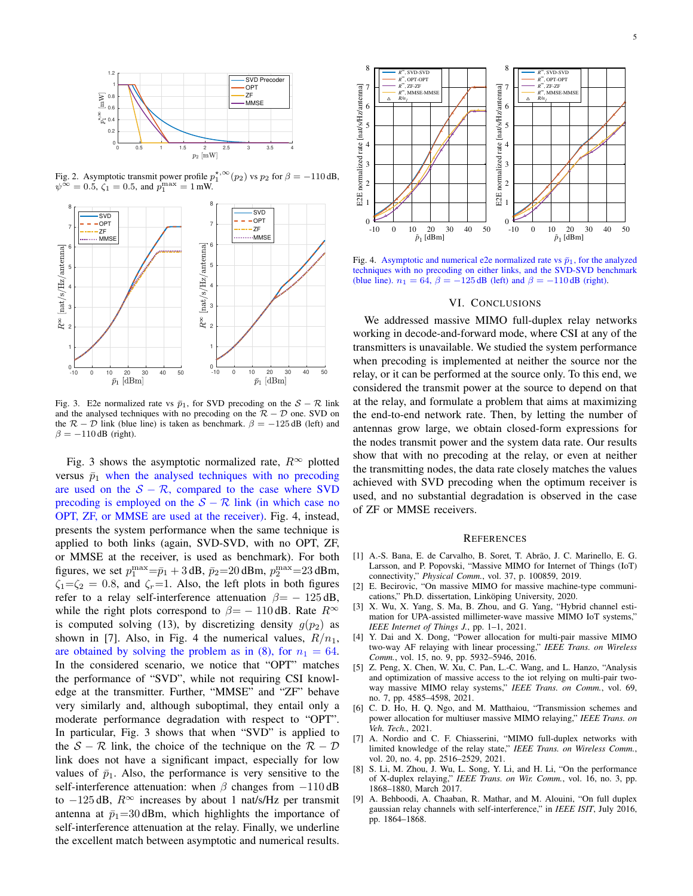1.2
1
0.8
0.6
0.4
0.2
0
$p_1^{\star,\infty}$ [mW]
0 0.5 1 1.5 2 2.5 3 3.5 4
$p_2$ [mW]
SVD Precoder
OPT
ZF
MMSE

Fig. 2. Asymptotic transmit power profile $p_1^{\star,\infty}(p_2)$ vs $p_2$ for $\beta = -110$ dB, $\psi^\infty = 0.5$, $\zeta_1 = 0.5$, and $p_1^{\max} = 1$ mW.

$R^\infty$ [nat/s/Hz/antenna]
0 1 2 3 4 5 6 7 8
-10 0 10 20 30 40 50
$\bar{p}_1$ [dBm]
SVD
OPT
ZF
MMSE

$R^\infty$ [nat/s/Hz/antenna]
0 1 2 3 4 5 6 7 8
-10 0 10 20 30 40 50
$\bar{p}_1$ [dBm]
SVD
OPT
ZF
MMSE

Fig. 3. E2e normalized rate vs $\bar{p}_1$, for SVD precoding on the $\mathcal{S} - \mathcal{R}$ link and the analysed techniques with no precoding on the $\mathcal{R} - \mathcal{D}$ one. SVD on the $\mathcal{R} - \mathcal{D}$ link (blue line) is taken as benchmark. $\beta = -125$ dB (left) and $\beta = -110$ dB (right).

Fig. 3 shows the asymptotic normalized rate, $R^\infty$ plotted versus $\bar{p}_1$ when the analysed techniques with no precoding are used on the $\mathcal{S} - \mathcal{R}$, compared to the case where SVD precoding is employed on the $\mathcal{S} - \mathcal{R}$ link (in which case no OPT, ZF, or MMSE are used at the receiver). Fig. 4, instead, presents the system performance when the same technique is applied to both links (again, SVD-SVD, with no OPT, ZF, or MMSE at the receiver), is used as benchmark. For both figures, we set $p_1^{\max}=\bar{p}_1 + 3$ dB, $\bar{p}_2$=20 dBm, $p_2^{\max}$=23 dBm, $\zeta_1$=$\zeta_2$ = 0.8, and $\zeta_r$=1. Also, the left plots in both figures refer to a relay self-interference attenuation $\beta$= − 125 dB, while the right plots correspond to $\beta$= − 110 dB. Rate $R^\infty$ is computed solving (13), by discretizing density $g(p_2)$ as shown in [7]. Also, in Fig. 4 the numerical values, $R/n_1$, are obtained by solving the problem as in (8), for $n_1 = 64$. In the considered scenario, we notice that "OPT" matches the performance of "SVD", while not requiring CSI knowledge at the transmitter. Further, "MMSE" and "ZF" behave very similarly and, although suboptimal, they entail only a moderate performance degradation with respect to "OPT". In particular, Fig. 3 shows that when "SVD" is applied to the $\mathcal{S} - \mathcal{R}$ link, the choice of the technique on the $\mathcal{R} - \mathcal{D}$ link does not have a significant impact, especially for low values of $\bar{p}_1$. Also, the performance is very sensitive to the self-interference attenuation: when $\beta$ changes from −110 dB to −125 dB, $R^\infty$ increases by about 1 nat/s/Hz per transmit antenna at $\bar{p}_1$=30 dBm, which highlights the importance of self-interference attenuation at the relay. Finally, we underline the excellent match between asymptotic and numerical results.

E2E normalized rate [nat/s/Hz/antenna]
0 1 2 3 4 5 6 7 8
-10 0 10 20 30 40 50
$\bar{p}_1$ [dBm]
$R^\infty$, SVD-SVD
$R^\infty$, OPT-OPT
$R^\infty$, ZF-ZF
$R^\infty$, MMSE-MMSE
$R/n_1$

E2E normalized rate [nat/s/Hz/antenna]
0 1 2 3 4 5 6 7 8
-10 0 10 20 30 40 50
$\bar{p}_1$ [dBm]
$R^\infty$, SVD-SVD
$R^\infty$, OPT-OPT
$R^\infty$, ZF-ZF
$R^\infty$, MMSE-MMSE
$R/n_1$

Fig. 4. Asymptotic and numerical e2e normalized rate vs $\bar{p}_1$, for the analyzed techniques with no precoding on either links, and the SVD-SVD benchmark (blue line). $n_1 = 64$, $\beta = -125$ dB (left) and $\beta = -110$ dB (right).

## VI. Conclusions

We addressed massive MIMO full-duplex relay networks working in decode-and-forward mode, where CSI at any of the transmitters is unavailable. We studied the system performance when precoding is implemented at neither the source nor the relay, or it can be performed at the source only. To this end, we considered the transmit power at the source to depend on that at the relay, and formulate a problem that aims at maximizing the end-to-end network rate. Then, by letting the number of antennas grow large, we obtain closed-form expressions for the nodes transmit power and the system data rate. Our results show that with no precoding at the relay, or even at neither the transmitting nodes, the data rate closely matches the values achieved with SVD precoding when the optimum receiver is used, and no substantial degradation is observed in the case of ZF or MMSE receivers.

## References

[1] A.-S. Bana, E. de Carvalho, B. Soret, T. Abrão, J. C. Marinello, E. G. Larsson, and P. Popovski, "Massive MIMO for Internet of Things (IoT) connectivity," *Physical Comm.*, vol. 37, p. 100859, 2019.

[2] E. Becirovic, "On massive MIMO for massive machine-type communications," Ph.D. dissertation, Linköping University, 2020.

[3] X. Wu, X. Yang, S. Ma, B. Zhou, and G. Yang, "Hybrid channel estimation for UPA-assisted millimeter-wave massive MIMO IoT systems," *IEEE Internet of Things J.*, pp. 1–1, 2021.

[4] Y. Dai and X. Dong, "Power allocation for multi-pair massive MIMO two-way AF relaying with linear processing," *IEEE Trans. on Wireless Comm.*, vol. 15, no. 9, pp. 5932–5946, 2016.

[5] Z. Peng, X. Chen, W. Xu, C. Pan, L.-C. Wang, and L. Hanzo, "Analysis and optimization of massive access to the iot relying on multi-pair two-way massive MIMO relay systems," *IEEE Trans. on Comm.*, vol. 69, no. 7, pp. 4585–4598, 2021.

[6] C. D. Ho, H. Q. Ngo, and M. Matthaiou, "Transmission schemes and power allocation for multiuser massive MIMO relaying," *IEEE Trans. on Veh. Tech.*, 2021.

[7] A. Nordio and C. F. Chiasserini, "MIMO full-duplex networks with limited knowledge of the relay state," *IEEE Trans. on Wireless Comm.*, vol. 20, no. 4, pp. 2516–2529, 2021.

[8] S. Li, M. Zhou, J. Wu, L. Song, Y. Li, and H. Li, "On the performance of X-duplex relaying," *IEEE Trans. on Wir. Comm.*, vol. 16, no. 3, pp. 1868–1880, March 2017.

[9] A. Behboodi, A. Chaaban, R. Mathar, and M. Alouini, "On full duplex gaussian relay channels with self-interference," in *IEEE ISIT*, July 2016, pp. 1864–1868.